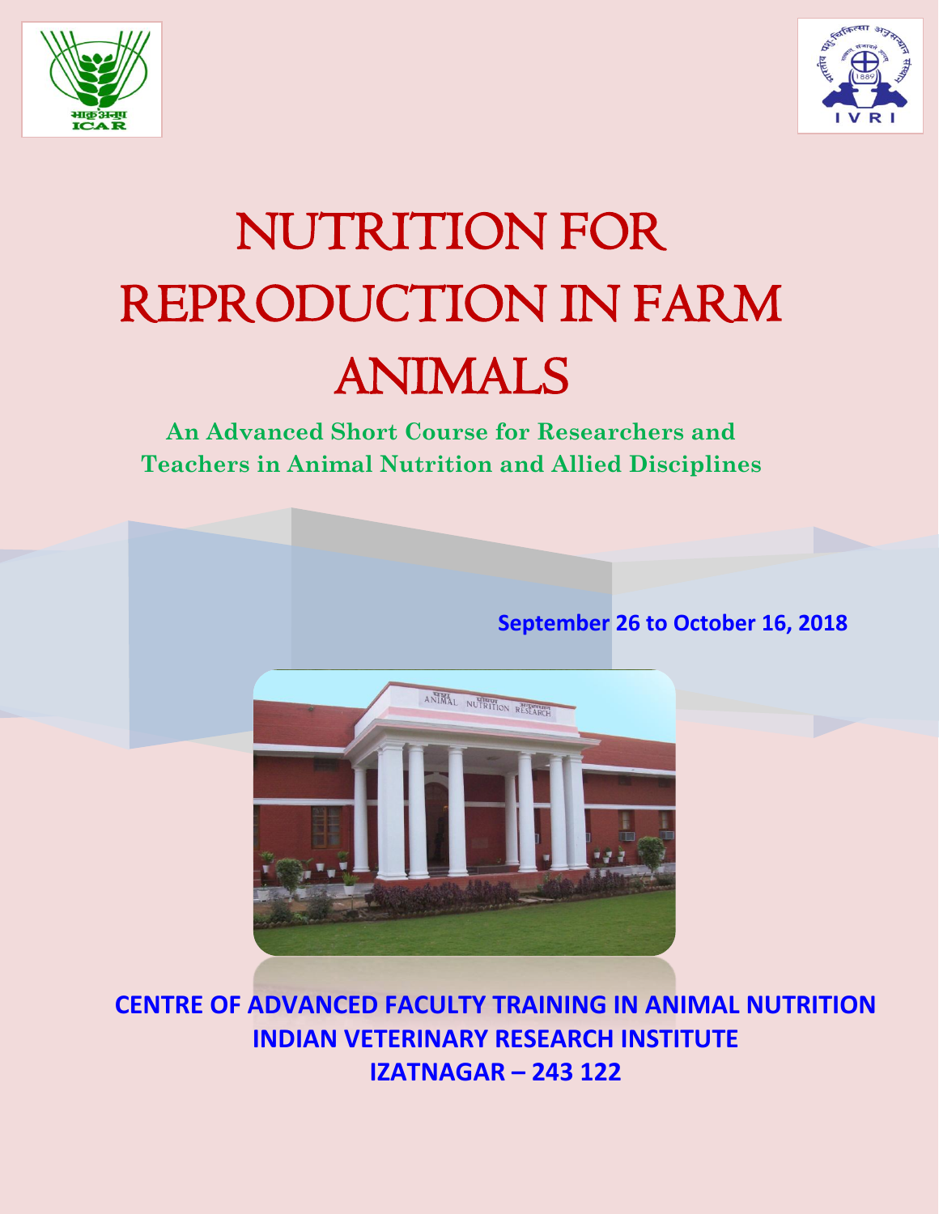# NUTRITION FOR REPRODUCTION IN FARM ANIMALS

**An Advanced Short Course for Researchers and Teachers in Animal Nutrition and Allied Disciplines**

**September 26 to October 16, 2018**

**CENTRE OF ADVANCED FACULTY TRAINING IN ANIMAL NUTRITION**
**INDIAN VETERINARY RESEARCH INSTITUTE**
**IZATNAGAR – 243 122**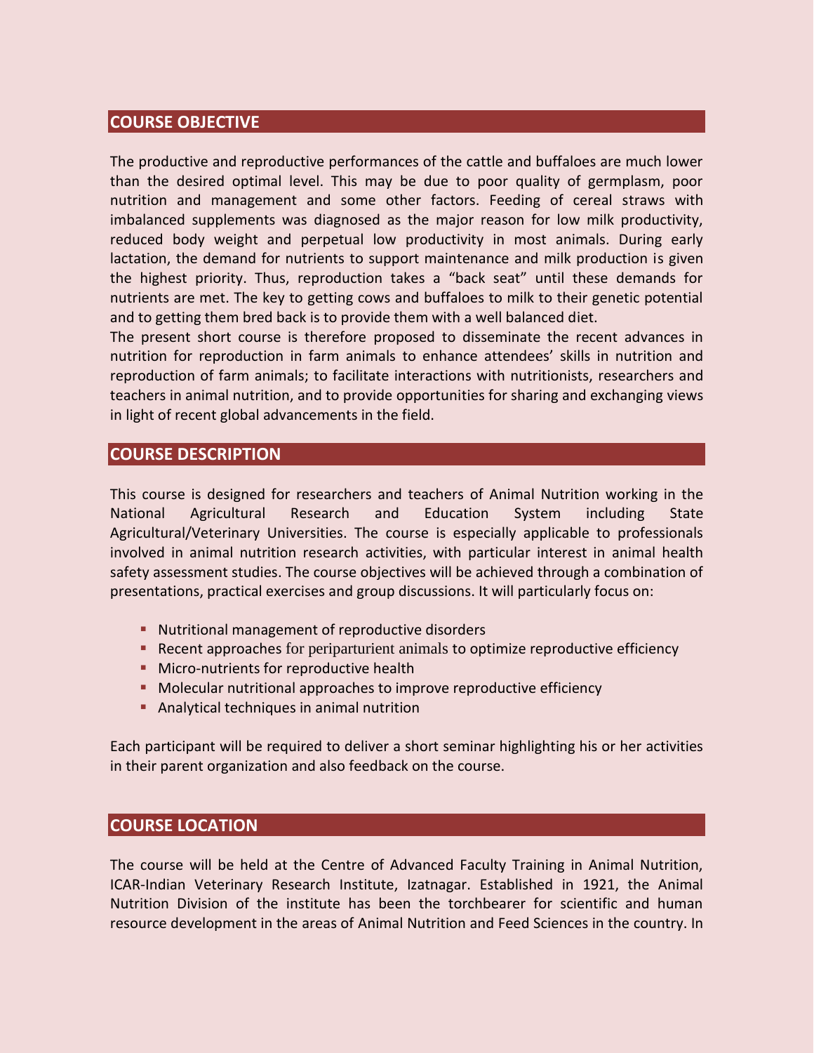## COURSE OBJECTIVE

The productive and reproductive performances of the cattle and buffaloes are much lower than the desired optimal level. This may be due to poor quality of germplasm, poor nutrition and management and some other factors. Feeding of cereal straws with imbalanced supplements was diagnosed as the major reason for low milk productivity, reduced body weight and perpetual low productivity in most animals. During early lactation, the demand for nutrients to support maintenance and milk production is given the highest priority. Thus, reproduction takes a "back seat" until these demands for nutrients are met. The key to getting cows and buffaloes to milk to their genetic potential and to getting them bred back is to provide them with a well balanced diet.

The present short course is therefore proposed to disseminate the recent advances in nutrition for reproduction in farm animals to enhance attendees' skills in nutrition and reproduction of farm animals; to facilitate interactions with nutritionists, researchers and teachers in animal nutrition, and to provide opportunities for sharing and exchanging views in light of recent global advancements in the field.

## COURSE DESCRIPTION

This course is designed for researchers and teachers of Animal Nutrition working in the National Agricultural Research and Education System including State Agricultural/Veterinary Universities. The course is especially applicable to professionals involved in animal nutrition research activities, with particular interest in animal health safety assessment studies. The course objectives will be achieved through a combination of presentations, practical exercises and group discussions. It will particularly focus on:

- Nutritional management of reproductive disorders
- Recent approaches for periparturient animals to optimize reproductive efficiency
- Micro-nutrients for reproductive health
- Molecular nutritional approaches to improve reproductive efficiency
- Analytical techniques in animal nutrition

Each participant will be required to deliver a short seminar highlighting his or her activities in their parent organization and also feedback on the course.

## COURSE LOCATION

The course will be held at the Centre of Advanced Faculty Training in Animal Nutrition, ICAR-Indian Veterinary Research Institute, Izatnagar. Established in 1921, the Animal Nutrition Division of the institute has been the torchbearer for scientific and human resource development in the areas of Animal Nutrition and Feed Sciences in the country. In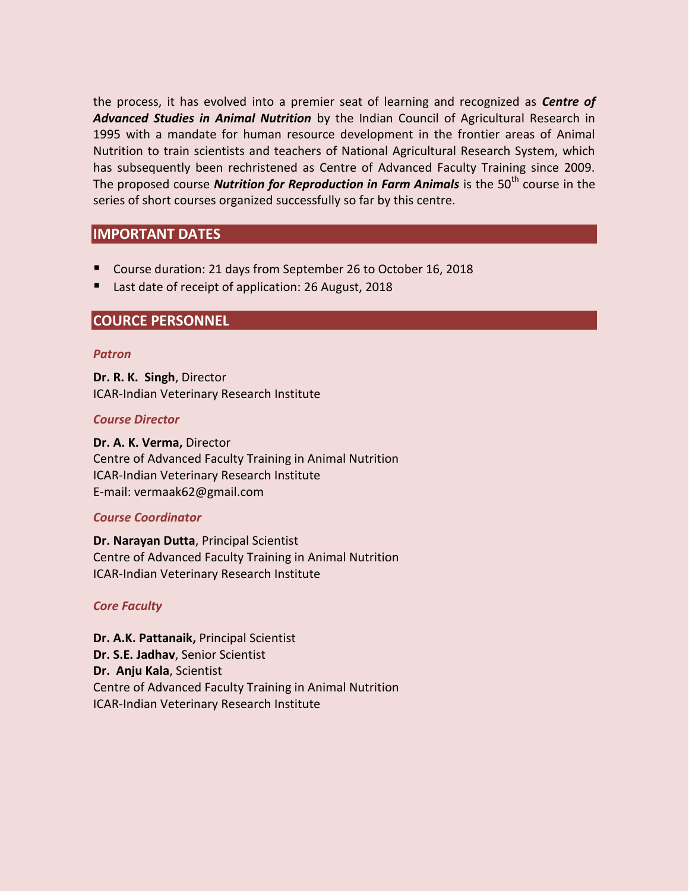the process, it has evolved into a premier seat of learning and recognized as ***Centre of Advanced Studies in Animal Nutrition*** by the Indian Council of Agricultural Research in 1995 with a mandate for human resource development in the frontier areas of Animal Nutrition to train scientists and teachers of National Agricultural Research System, which has subsequently been rechristened as Centre of Advanced Faculty Training since 2009. The proposed course ***Nutrition for Reproduction in Farm Animals*** is the 50th course in the series of short courses organized successfully so far by this centre.

## IMPORTANT DATES

- Course duration: 21 days from September 26 to October 16, 2018
- Last date of receipt of application: 26 August, 2018

## COURCE PERSONNEL

***Patron***

**Dr. R. K. Singh**, Director
ICAR-Indian Veterinary Research Institute

***Course Director***

**Dr. A. K. Verma,** Director
Centre of Advanced Faculty Training in Animal Nutrition
ICAR-Indian Veterinary Research Institute
E-mail: vermaak62@gmail.com

***Course Coordinator***

**Dr. Narayan Dutta**, Principal Scientist
Centre of Advanced Faculty Training in Animal Nutrition
ICAR-Indian Veterinary Research Institute

***Core Faculty***

**Dr. A.K. Pattanaik,** Principal Scientist
**Dr. S.E. Jadhav**, Senior Scientist
**Dr. Anju Kala**, Scientist
Centre of Advanced Faculty Training in Animal Nutrition
ICAR-Indian Veterinary Research Institute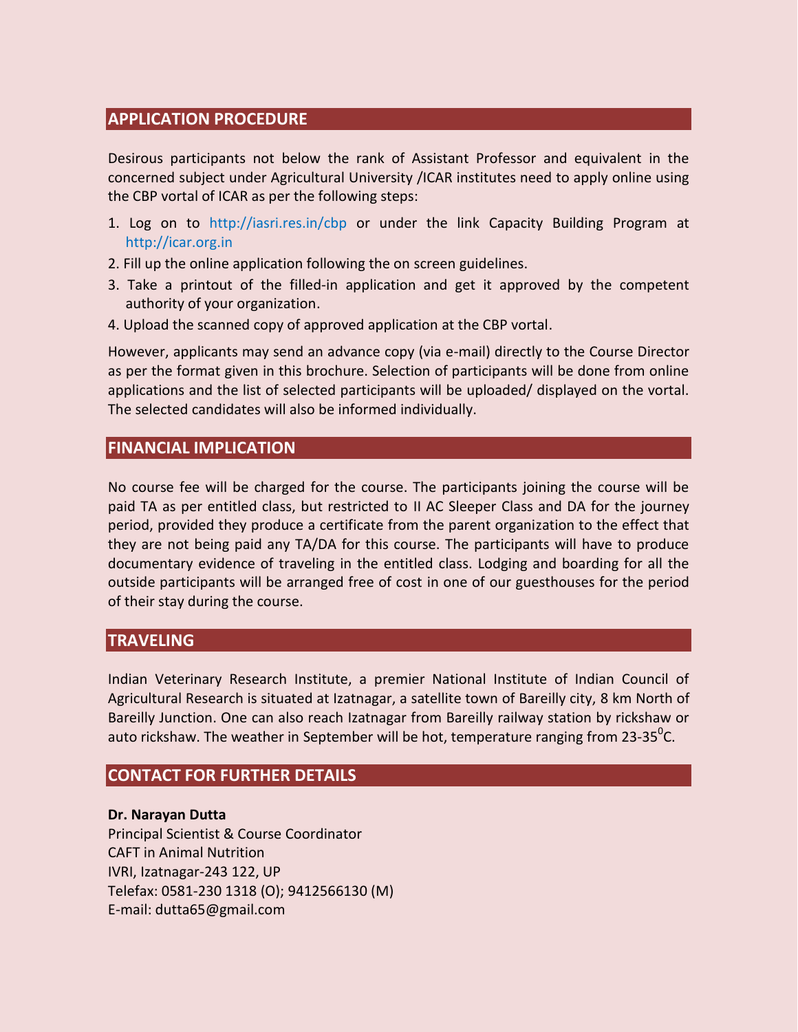## APPLICATION PROCEDURE

Desirous participants not below the rank of Assistant Professor and equivalent in the concerned subject under Agricultural University /ICAR institutes need to apply online using the CBP vortal of ICAR as per the following steps:

1. Log on to http://iasri.res.in/cbp or under the link Capacity Building Program at http://icar.org.in
2. Fill up the online application following the on screen guidelines.
3. Take a printout of the filled-in application and get it approved by the competent authority of your organization.
4. Upload the scanned copy of approved application at the CBP vortal.

However, applicants may send an advance copy (via e-mail) directly to the Course Director as per the format given in this brochure. Selection of participants will be done from online applications and the list of selected participants will be uploaded/ displayed on the vortal. The selected candidates will also be informed individually.

## FINANCIAL IMPLICATION

No course fee will be charged for the course. The participants joining the course will be paid TA as per entitled class, but restricted to II AC Sleeper Class and DA for the journey period, provided they produce a certificate from the parent organization to the effect that they are not being paid any TA/DA for this course. The participants will have to produce documentary evidence of traveling in the entitled class. Lodging and boarding for all the outside participants will be arranged free of cost in one of our guesthouses for the period of their stay during the course.

## TRAVELING

Indian Veterinary Research Institute, a premier National Institute of Indian Council of Agricultural Research is situated at Izatnagar, a satellite town of Bareilly city, 8 km North of Bareilly Junction. One can also reach Izatnagar from Bareilly railway station by rickshaw or auto rickshaw. The weather in September will be hot, temperature ranging from 23-35$^0$C.

## CONTACT FOR FURTHER DETAILS

**Dr. Narayan Dutta**
Principal Scientist & Course Coordinator
CAFT in Animal Nutrition
IVRI, Izatnagar-243 122, UP
Telefax: 0581-230 1318 (O); 9412566130 (M)
E-mail: dutta65@gmail.com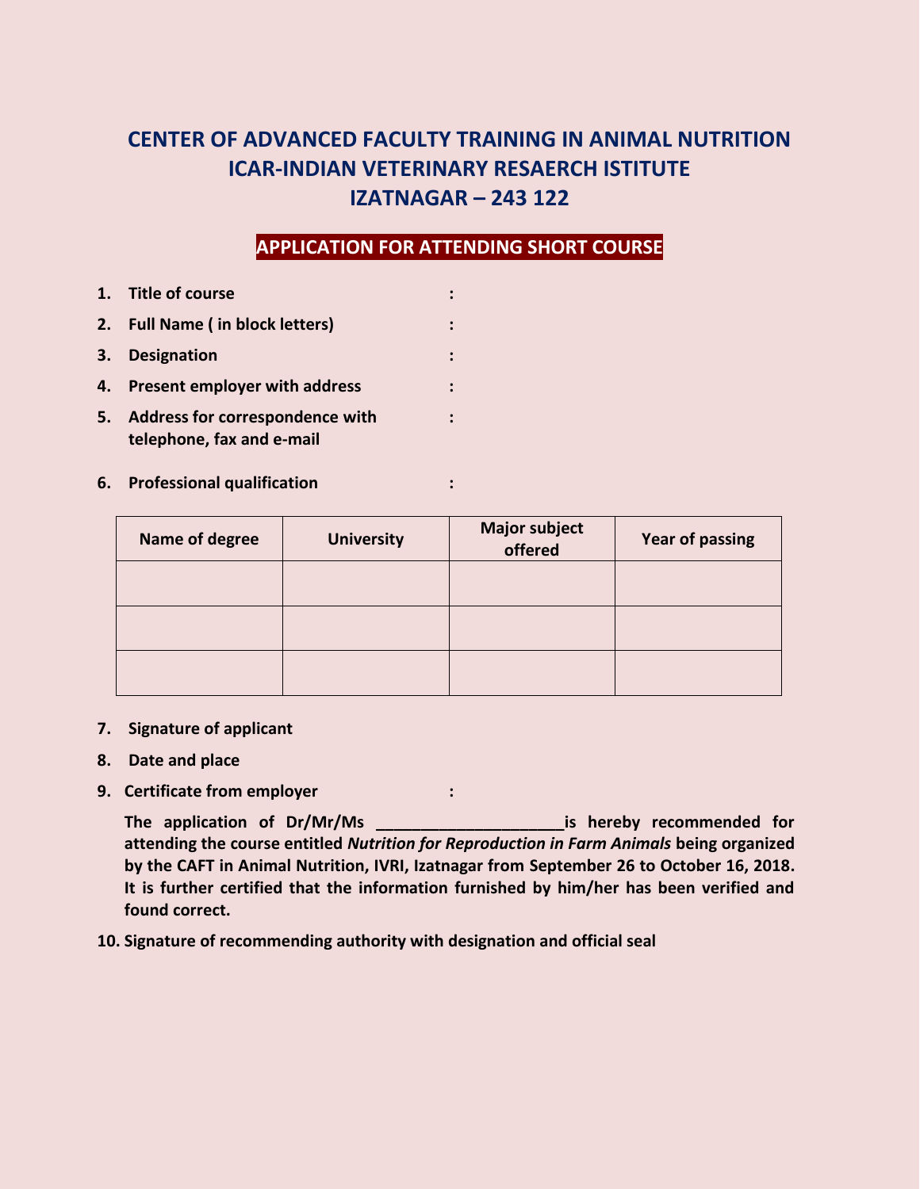# CENTER OF ADVANCED FACULTY TRAINING IN ANIMAL NUTRITION
# ICAR-INDIAN VETERINARY RESAERCH ISTITUTE
# IZATNAGAR – 243 122

## APPLICATION FOR ATTENDING SHORT COURSE

1. **Title of course** :
2. **Full Name ( in block letters)** :
3. **Designation** :
4. **Present employer with address** :
5. **Address for correspondence with telephone, fax and e-mail** :
6. **Professional qualification** :

| Name of degree | University | Major subject offered | Year of passing |
|---|---|---|---|
| | | | |
| | | | |
| | | | |

7. **Signature of applicant**
8. **Date and place**
9. **Certificate from employer** :

   **The application of Dr/Mr/Ms ____________________is hereby recommended for attending the course entitled *Nutrition for Reproduction in Farm Animals* being organized by the CAFT in Animal Nutrition, IVRI, Izatnagar from September 26 to October 16, 2018. It is further certified that the information furnished by him/her has been verified and found correct.**

10. **Signature of recommending authority with designation and official seal**